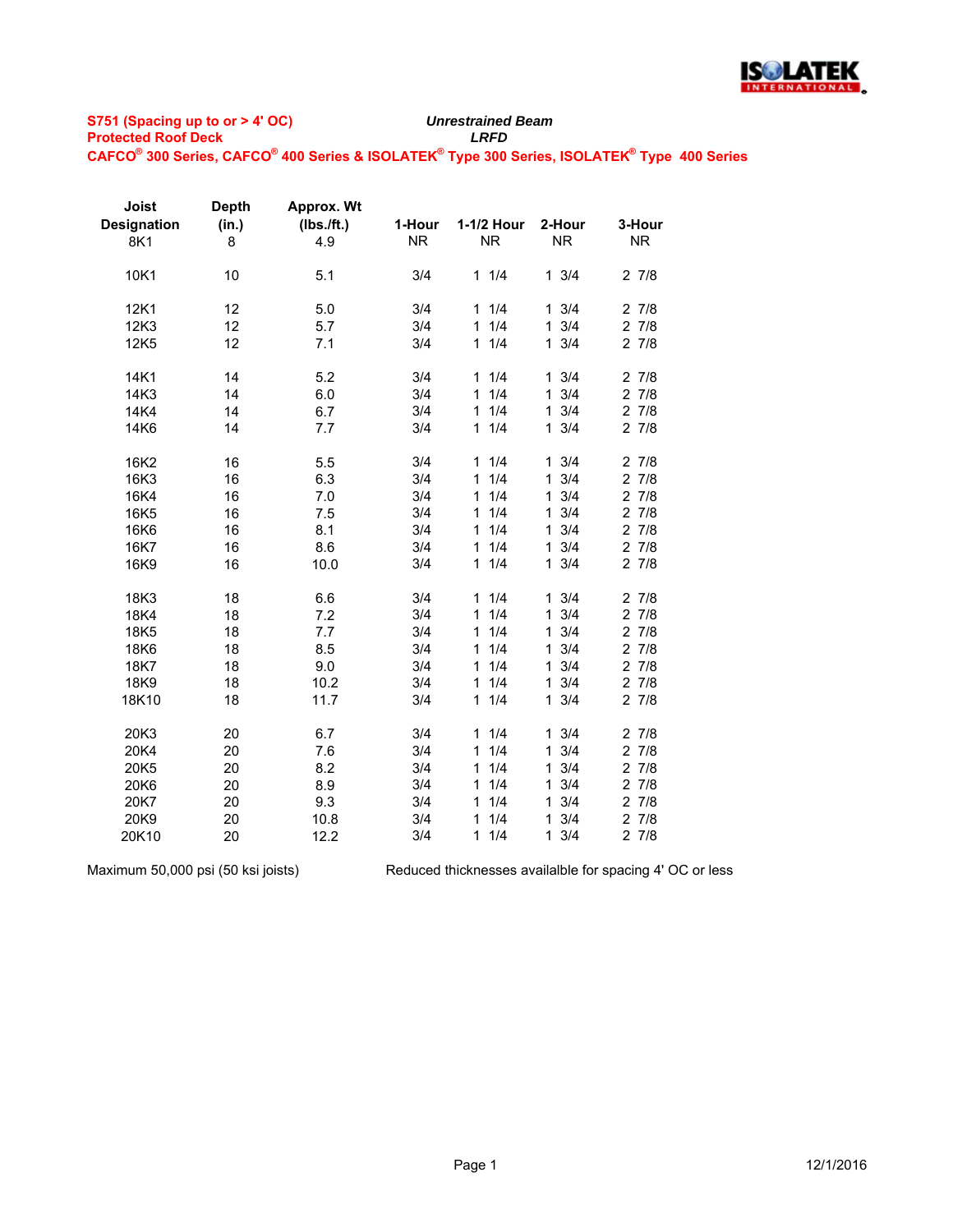**S751 (Spacing up to or > 4' OC)** *Unrestrained Beam*

**Protected Roof Deck** *LRFD*

**CAFCO® 300 Series, CAFCO® 400 Series & ISOLATEK® Type 300 Series, ISOLATEK® Type 400 Series**

| Joist Designation | Depth (in.) | Approx. Wt (lbs./ft.) | 1-Hour | 1-1/2 Hour | 2-Hour | 3-Hour |
|---|---|---|---|---|---|---|
| 8K1 | 8 | 4.9 | NR | NR | NR | NR |
| 10K1 | 10 | 5.1 | 3/4 | 1 1/4 | 1 3/4 | 2 7/8 |
| 12K1 | 12 | 5.0 | 3/4 | 1 1/4 | 1 3/4 | 2 7/8 |
| 12K3 | 12 | 5.7 | 3/4 | 1 1/4 | 1 3/4 | 2 7/8 |
| 12K5 | 12 | 7.1 | 3/4 | 1 1/4 | 1 3/4 | 2 7/8 |
| 14K1 | 14 | 5.2 | 3/4 | 1 1/4 | 1 3/4 | 2 7/8 |
| 14K3 | 14 | 6.0 | 3/4 | 1 1/4 | 1 3/4 | 2 7/8 |
| 14K4 | 14 | 6.7 | 3/4 | 1 1/4 | 1 3/4 | 2 7/8 |
| 14K6 | 14 | 7.7 | 3/4 | 1 1/4 | 1 3/4 | 2 7/8 |
| 16K2 | 16 | 5.5 | 3/4 | 1 1/4 | 1 3/4 | 2 7/8 |
| 16K3 | 16 | 6.3 | 3/4 | 1 1/4 | 1 3/4 | 2 7/8 |
| 16K4 | 16 | 7.0 | 3/4 | 1 1/4 | 1 3/4 | 2 7/8 |
| 16K5 | 16 | 7.5 | 3/4 | 1 1/4 | 1 3/4 | 2 7/8 |
| 16K6 | 16 | 8.1 | 3/4 | 1 1/4 | 1 3/4 | 2 7/8 |
| 16K7 | 16 | 8.6 | 3/4 | 1 1/4 | 1 3/4 | 2 7/8 |
| 16K9 | 16 | 10.0 | 3/4 | 1 1/4 | 1 3/4 | 2 7/8 |
| 18K3 | 18 | 6.6 | 3/4 | 1 1/4 | 1 3/4 | 2 7/8 |
| 18K4 | 18 | 7.2 | 3/4 | 1 1/4 | 1 3/4 | 2 7/8 |
| 18K5 | 18 | 7.7 | 3/4 | 1 1/4 | 1 3/4 | 2 7/8 |
| 18K6 | 18 | 8.5 | 3/4 | 1 1/4 | 1 3/4 | 2 7/8 |
| 18K7 | 18 | 9.0 | 3/4 | 1 1/4 | 1 3/4 | 2 7/8 |
| 18K9 | 18 | 10.2 | 3/4 | 1 1/4 | 1 3/4 | 2 7/8 |
| 18K10 | 18 | 11.7 | 3/4 | 1 1/4 | 1 3/4 | 2 7/8 |
| 20K3 | 20 | 6.7 | 3/4 | 1 1/4 | 1 3/4 | 2 7/8 |
| 20K4 | 20 | 7.6 | 3/4 | 1 1/4 | 1 3/4 | 2 7/8 |
| 20K5 | 20 | 8.2 | 3/4 | 1 1/4 | 1 3/4 | 2 7/8 |
| 20K6 | 20 | 8.9 | 3/4 | 1 1/4 | 1 3/4 | 2 7/8 |
| 20K7 | 20 | 9.3 | 3/4 | 1 1/4 | 1 3/4 | 2 7/8 |
| 20K9 | 20 | 10.8 | 3/4 | 1 1/4 | 1 3/4 | 2 7/8 |
| 20K10 | 20 | 12.2 | 3/4 | 1 1/4 | 1 3/4 | 2 7/8 |

Maximum 50,000 psi (50 ksi joists)

Reduced thicknesses availalble for spacing 4' OC or less

12/1/2016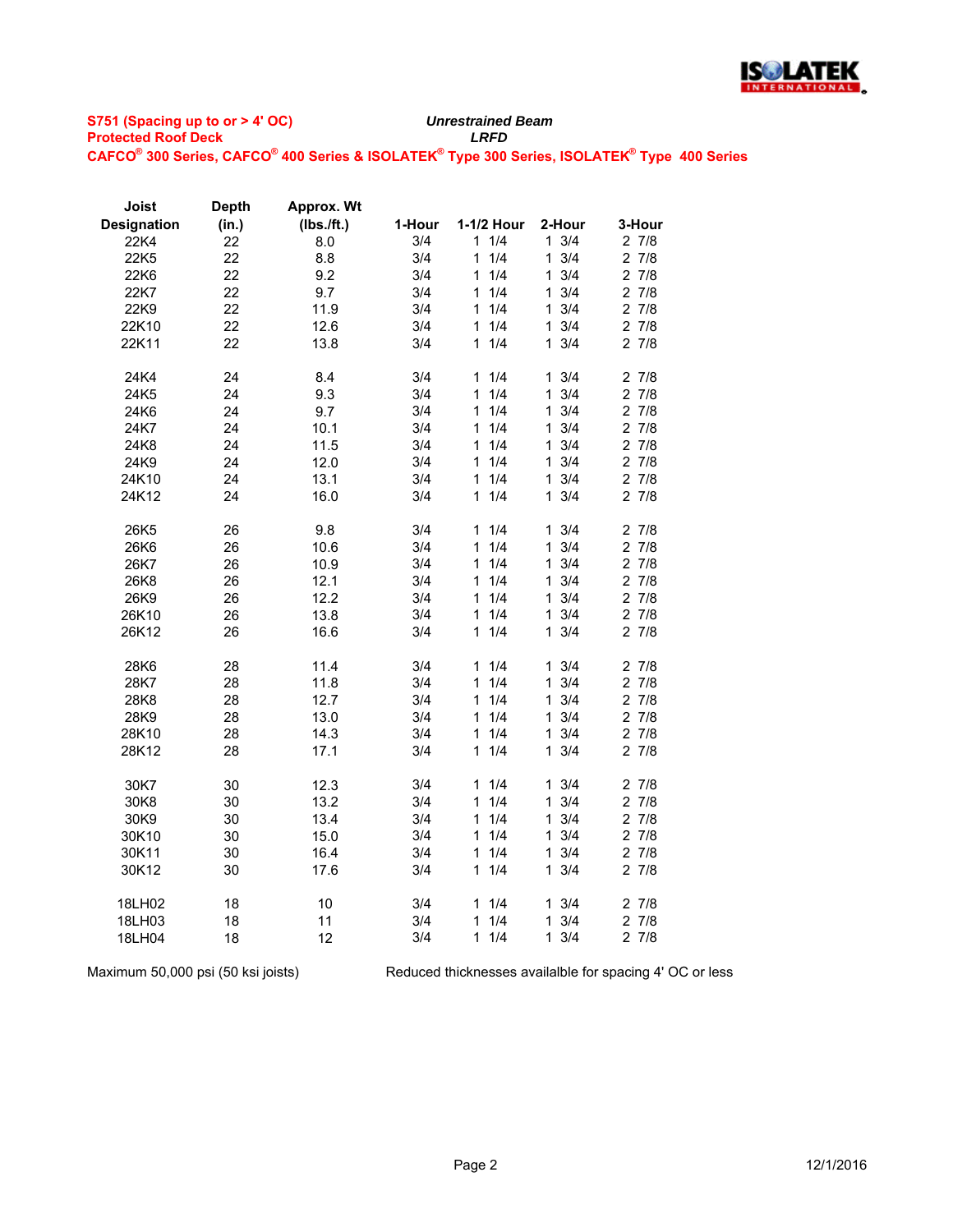**S751 (Spacing up to or > 4' OC)** *Unrestrained Beam*

**Protected Roof Deck** *LRFD*

**CAFCO® 300 Series, CAFCO® 400 Series & ISOLATEK® Type 300 Series, ISOLATEK® Type 400 Series**

| Joist Designation | Depth (in.) | Approx. Wt (lbs./ft.) | 1-Hour | 1-1/2 Hour | 2-Hour | 3-Hour |
|---|---|---|---|---|---|---|
| 22K4 | 22 | 8.0 | 3/4 | 1 1/4 | 1 3/4 | 2 7/8 |
| 22K5 | 22 | 8.8 | 3/4 | 1 1/4 | 1 3/4 | 2 7/8 |
| 22K6 | 22 | 9.2 | 3/4 | 1 1/4 | 1 3/4 | 2 7/8 |
| 22K7 | 22 | 9.7 | 3/4 | 1 1/4 | 1 3/4 | 2 7/8 |
| 22K9 | 22 | 11.9 | 3/4 | 1 1/4 | 1 3/4 | 2 7/8 |
| 22K10 | 22 | 12.6 | 3/4 | 1 1/4 | 1 3/4 | 2 7/8 |
| 22K11 | 22 | 13.8 | 3/4 | 1 1/4 | 1 3/4 | 2 7/8 |
| | | | | | | |
| 24K4 | 24 | 8.4 | 3/4 | 1 1/4 | 1 3/4 | 2 7/8 |
| 24K5 | 24 | 9.3 | 3/4 | 1 1/4 | 1 3/4 | 2 7/8 |
| 24K6 | 24 | 9.7 | 3/4 | 1 1/4 | 1 3/4 | 2 7/8 |
| 24K7 | 24 | 10.1 | 3/4 | 1 1/4 | 1 3/4 | 2 7/8 |
| 24K8 | 24 | 11.5 | 3/4 | 1 1/4 | 1 3/4 | 2 7/8 |
| 24K9 | 24 | 12.0 | 3/4 | 1 1/4 | 1 3/4 | 2 7/8 |
| 24K10 | 24 | 13.1 | 3/4 | 1 1/4 | 1 3/4 | 2 7/8 |
| 24K12 | 24 | 16.0 | 3/4 | 1 1/4 | 1 3/4 | 2 7/8 |
| | | | | | | |
| 26K5 | 26 | 9.8 | 3/4 | 1 1/4 | 1 3/4 | 2 7/8 |
| 26K6 | 26 | 10.6 | 3/4 | 1 1/4 | 1 3/4 | 2 7/8 |
| 26K7 | 26 | 10.9 | 3/4 | 1 1/4 | 1 3/4 | 2 7/8 |
| 26K8 | 26 | 12.1 | 3/4 | 1 1/4 | 1 3/4 | 2 7/8 |
| 26K9 | 26 | 12.2 | 3/4 | 1 1/4 | 1 3/4 | 2 7/8 |
| 26K10 | 26 | 13.8 | 3/4 | 1 1/4 | 1 3/4 | 2 7/8 |
| 26K12 | 26 | 16.6 | 3/4 | 1 1/4 | 1 3/4 | 2 7/8 |
| | | | | | | |
| 28K6 | 28 | 11.4 | 3/4 | 1 1/4 | 1 3/4 | 2 7/8 |
| 28K7 | 28 | 11.8 | 3/4 | 1 1/4 | 1 3/4 | 2 7/8 |
| 28K8 | 28 | 12.7 | 3/4 | 1 1/4 | 1 3/4 | 2 7/8 |
| 28K9 | 28 | 13.0 | 3/4 | 1 1/4 | 1 3/4 | 2 7/8 |
| 28K10 | 28 | 14.3 | 3/4 | 1 1/4 | 1 3/4 | 2 7/8 |
| 28K12 | 28 | 17.1 | 3/4 | 1 1/4 | 1 3/4 | 2 7/8 |
| | | | | | | |
| 30K7 | 30 | 12.3 | 3/4 | 1 1/4 | 1 3/4 | 2 7/8 |
| 30K8 | 30 | 13.2 | 3/4 | 1 1/4 | 1 3/4 | 2 7/8 |
| 30K9 | 30 | 13.4 | 3/4 | 1 1/4 | 1 3/4 | 2 7/8 |
| 30K10 | 30 | 15.0 | 3/4 | 1 1/4 | 1 3/4 | 2 7/8 |
| 30K11 | 30 | 16.4 | 3/4 | 1 1/4 | 1 3/4 | 2 7/8 |
| 30K12 | 30 | 17.6 | 3/4 | 1 1/4 | 1 3/4 | 2 7/8 |
| | | | | | | |
| 18LH02 | 18 | 10 | 3/4 | 1 1/4 | 1 3/4 | 2 7/8 |
| 18LH03 | 18 | 11 | 3/4 | 1 1/4 | 1 3/4 | 2 7/8 |
| 18LH04 | 18 | 12 | 3/4 | 1 1/4 | 1 3/4 | 2 7/8 |

Maximum 50,000 psi (50 ksi joists)

Reduced thicknesses availalble for spacing 4' OC or less

12/1/2016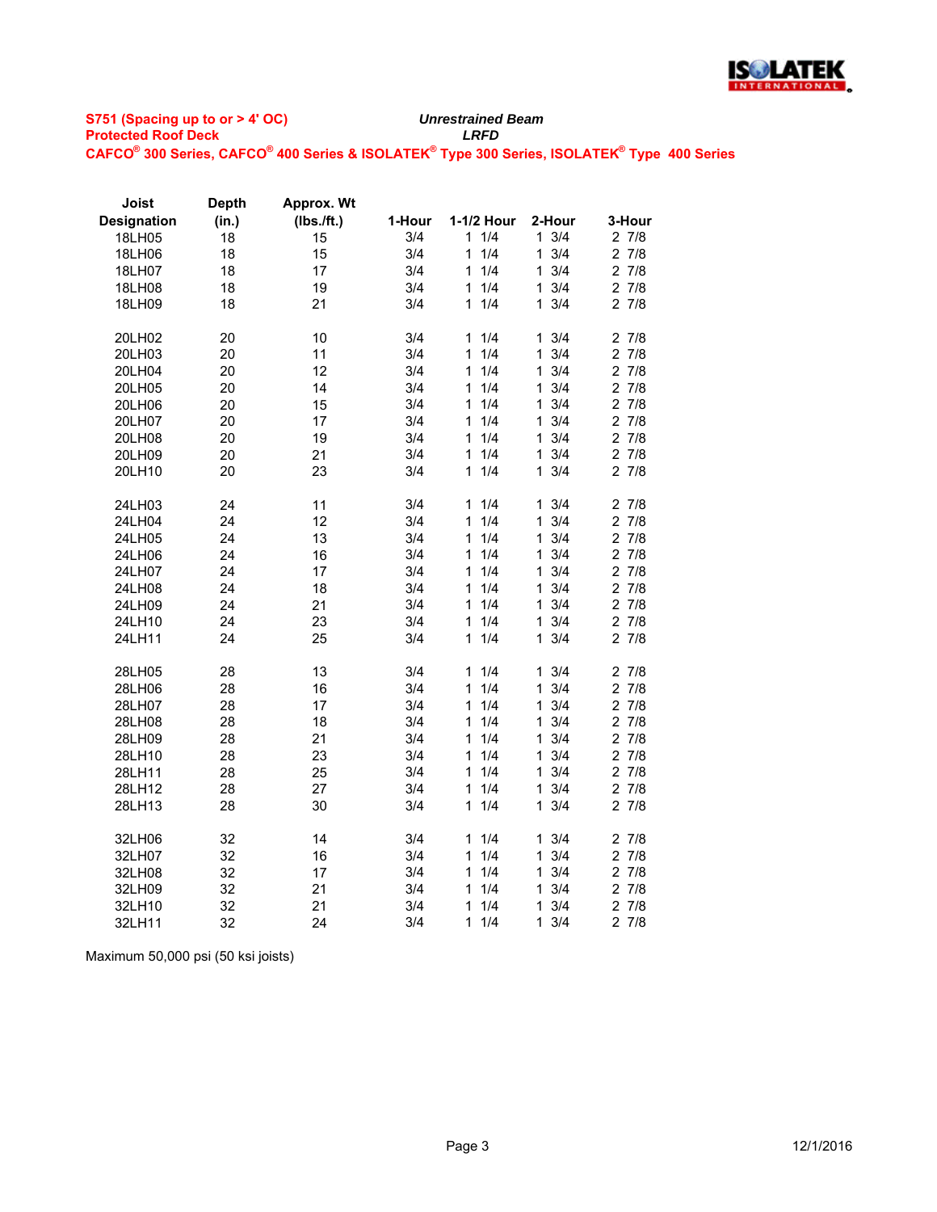**S751 (Spacing up to or > 4' OC)**
**Protected Roof Deck**

***Unrestrained Beam***
***LRFD***

**CAFCO® 300 Series, CAFCO® 400 Series & ISOLATEK® Type 300 Series, ISOLATEK® Type 400 Series**

| Joist Designation | Depth (in.) | Approx. Wt (lbs./ft.) | 1-Hour | 1-1/2 Hour | 2-Hour | 3-Hour |
|---|---|---|---|---|---|---|
| 18LH05 | 18 | 15 | 3/4 | 1 1/4 | 1 3/4 | 2 7/8 |
| 18LH06 | 18 | 15 | 3/4 | 1 1/4 | 1 3/4 | 2 7/8 |
| 18LH07 | 18 | 17 | 3/4 | 1 1/4 | 1 3/4 | 2 7/8 |
| 18LH08 | 18 | 19 | 3/4 | 1 1/4 | 1 3/4 | 2 7/8 |
| 18LH09 | 18 | 21 | 3/4 | 1 1/4 | 1 3/4 | 2 7/8 |
| | | | | | | |
| 20LH02 | 20 | 10 | 3/4 | 1 1/4 | 1 3/4 | 2 7/8 |
| 20LH03 | 20 | 11 | 3/4 | 1 1/4 | 1 3/4 | 2 7/8 |
| 20LH04 | 20 | 12 | 3/4 | 1 1/4 | 1 3/4 | 2 7/8 |
| 20LH05 | 20 | 14 | 3/4 | 1 1/4 | 1 3/4 | 2 7/8 |
| 20LH06 | 20 | 15 | 3/4 | 1 1/4 | 1 3/4 | 2 7/8 |
| 20LH07 | 20 | 17 | 3/4 | 1 1/4 | 1 3/4 | 2 7/8 |
| 20LH08 | 20 | 19 | 3/4 | 1 1/4 | 1 3/4 | 2 7/8 |
| 20LH09 | 20 | 21 | 3/4 | 1 1/4 | 1 3/4 | 2 7/8 |
| 20LH10 | 20 | 23 | 3/4 | 1 1/4 | 1 3/4 | 2 7/8 |
| | | | | | | |
| 24LH03 | 24 | 11 | 3/4 | 1 1/4 | 1 3/4 | 2 7/8 |
| 24LH04 | 24 | 12 | 3/4 | 1 1/4 | 1 3/4 | 2 7/8 |
| 24LH05 | 24 | 13 | 3/4 | 1 1/4 | 1 3/4 | 2 7/8 |
| 24LH06 | 24 | 16 | 3/4 | 1 1/4 | 1 3/4 | 2 7/8 |
| 24LH07 | 24 | 17 | 3/4 | 1 1/4 | 1 3/4 | 2 7/8 |
| 24LH08 | 24 | 18 | 3/4 | 1 1/4 | 1 3/4 | 2 7/8 |
| 24LH09 | 24 | 21 | 3/4 | 1 1/4 | 1 3/4 | 2 7/8 |
| 24LH10 | 24 | 23 | 3/4 | 1 1/4 | 1 3/4 | 2 7/8 |
| 24LH11 | 24 | 25 | 3/4 | 1 1/4 | 1 3/4 | 2 7/8 |
| | | | | | | |
| 28LH05 | 28 | 13 | 3/4 | 1 1/4 | 1 3/4 | 2 7/8 |
| 28LH06 | 28 | 16 | 3/4 | 1 1/4 | 1 3/4 | 2 7/8 |
| 28LH07 | 28 | 17 | 3/4 | 1 1/4 | 1 3/4 | 2 7/8 |
| 28LH08 | 28 | 18 | 3/4 | 1 1/4 | 1 3/4 | 2 7/8 |
| 28LH09 | 28 | 21 | 3/4 | 1 1/4 | 1 3/4 | 2 7/8 |
| 28LH10 | 28 | 23 | 3/4 | 1 1/4 | 1 3/4 | 2 7/8 |
| 28LH11 | 28 | 25 | 3/4 | 1 1/4 | 1 3/4 | 2 7/8 |
| 28LH12 | 28 | 27 | 3/4 | 1 1/4 | 1 3/4 | 2 7/8 |
| 28LH13 | 28 | 30 | 3/4 | 1 1/4 | 1 3/4 | 2 7/8 |
| | | | | | | |
| 32LH06 | 32 | 14 | 3/4 | 1 1/4 | 1 3/4 | 2 7/8 |
| 32LH07 | 32 | 16 | 3/4 | 1 1/4 | 1 3/4 | 2 7/8 |
| 32LH08 | 32 | 17 | 3/4 | 1 1/4 | 1 3/4 | 2 7/8 |
| 32LH09 | 32 | 21 | 3/4 | 1 1/4 | 1 3/4 | 2 7/8 |
| 32LH10 | 32 | 21 | 3/4 | 1 1/4 | 1 3/4 | 2 7/8 |
| 32LH11 | 32 | 24 | 3/4 | 1 1/4 | 1 3/4 | 2 7/8 |

Maximum 50,000 psi (50 ksi joists)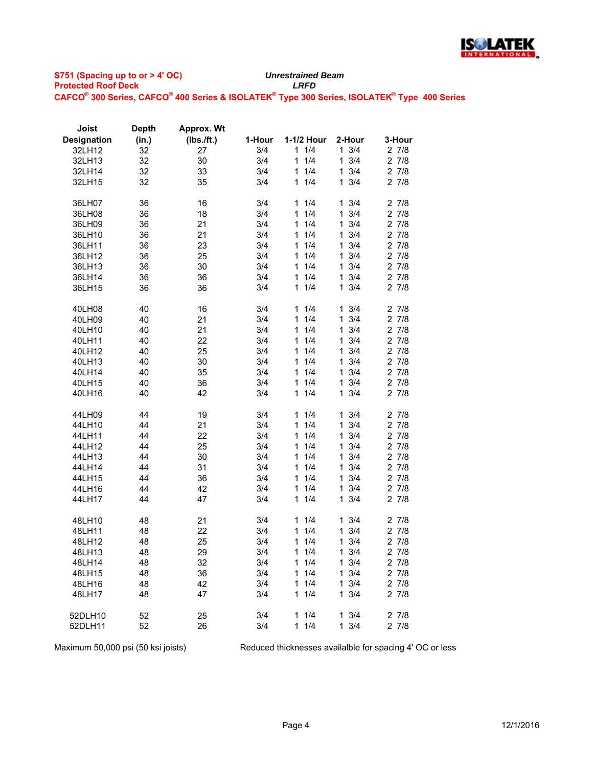**S751 (Spacing up to or > 4' OC)**
**Protected Roof Deck**

***Unrestrained Beam***
***LRFD***

**CAFCO® 300 Series, CAFCO® 400 Series & ISOLATEK® Type 300 Series, ISOLATEK® Type 400 Series**

| Joist Designation | Depth (in.) | Approx. Wt (lbs./ft.) | 1-Hour | 1-1/2 Hour | 2-Hour | 3-Hour |
|---|---|---|---|---|---|---|
| 32LH12 | 32 | 27 | 3/4 | 1 1/4 | 1 3/4 | 2 7/8 |
| 32LH13 | 32 | 30 | 3/4 | 1 1/4 | 1 3/4 | 2 7/8 |
| 32LH14 | 32 | 33 | 3/4 | 1 1/4 | 1 3/4 | 2 7/8 |
| 32LH15 | 32 | 35 | 3/4 | 1 1/4 | 1 3/4 | 2 7/8 |
| | | | | | | |
| 36LH07 | 36 | 16 | 3/4 | 1 1/4 | 1 3/4 | 2 7/8 |
| 36LH08 | 36 | 18 | 3/4 | 1 1/4 | 1 3/4 | 2 7/8 |
| 36LH09 | 36 | 21 | 3/4 | 1 1/4 | 1 3/4 | 2 7/8 |
| 36LH10 | 36 | 21 | 3/4 | 1 1/4 | 1 3/4 | 2 7/8 |
| 36LH11 | 36 | 23 | 3/4 | 1 1/4 | 1 3/4 | 2 7/8 |
| 36LH12 | 36 | 25 | 3/4 | 1 1/4 | 1 3/4 | 2 7/8 |
| 36LH13 | 36 | 30 | 3/4 | 1 1/4 | 1 3/4 | 2 7/8 |
| 36LH14 | 36 | 36 | 3/4 | 1 1/4 | 1 3/4 | 2 7/8 |
| 36LH15 | 36 | 36 | 3/4 | 1 1/4 | 1 3/4 | 2 7/8 |
| | | | | | | |
| 40LH08 | 40 | 16 | 3/4 | 1 1/4 | 1 3/4 | 2 7/8 |
| 40LH09 | 40 | 21 | 3/4 | 1 1/4 | 1 3/4 | 2 7/8 |
| 40LH10 | 40 | 21 | 3/4 | 1 1/4 | 1 3/4 | 2 7/8 |
| 40LH11 | 40 | 22 | 3/4 | 1 1/4 | 1 3/4 | 2 7/8 |
| 40LH12 | 40 | 25 | 3/4 | 1 1/4 | 1 3/4 | 2 7/8 |
| 40LH13 | 40 | 30 | 3/4 | 1 1/4 | 1 3/4 | 2 7/8 |
| 40LH14 | 40 | 35 | 3/4 | 1 1/4 | 1 3/4 | 2 7/8 |
| 40LH15 | 40 | 36 | 3/4 | 1 1/4 | 1 3/4 | 2 7/8 |
| 40LH16 | 40 | 42 | 3/4 | 1 1/4 | 1 3/4 | 2 7/8 |
| | | | | | | |
| 44LH09 | 44 | 19 | 3/4 | 1 1/4 | 1 3/4 | 2 7/8 |
| 44LH10 | 44 | 21 | 3/4 | 1 1/4 | 1 3/4 | 2 7/8 |
| 44LH11 | 44 | 22 | 3/4 | 1 1/4 | 1 3/4 | 2 7/8 |
| 44LH12 | 44 | 25 | 3/4 | 1 1/4 | 1 3/4 | 2 7/8 |
| 44LH13 | 44 | 30 | 3/4 | 1 1/4 | 1 3/4 | 2 7/8 |
| 44LH14 | 44 | 31 | 3/4 | 1 1/4 | 1 3/4 | 2 7/8 |
| 44LH15 | 44 | 36 | 3/4 | 1 1/4 | 1 3/4 | 2 7/8 |
| 44LH16 | 44 | 42 | 3/4 | 1 1/4 | 1 3/4 | 2 7/8 |
| 44LH17 | 44 | 47 | 3/4 | 1 1/4 | 1 3/4 | 2 7/8 |
| | | | | | | |
| 48LH10 | 48 | 21 | 3/4 | 1 1/4 | 1 3/4 | 2 7/8 |
| 48LH11 | 48 | 22 | 3/4 | 1 1/4 | 1 3/4 | 2 7/8 |
| 48LH12 | 48 | 25 | 3/4 | 1 1/4 | 1 3/4 | 2 7/8 |
| 48LH13 | 48 | 29 | 3/4 | 1 1/4 | 1 3/4 | 2 7/8 |
| 48LH14 | 48 | 32 | 3/4 | 1 1/4 | 1 3/4 | 2 7/8 |
| 48LH15 | 48 | 36 | 3/4 | 1 1/4 | 1 3/4 | 2 7/8 |
| 48LH16 | 48 | 42 | 3/4 | 1 1/4 | 1 3/4 | 2 7/8 |
| 48LH17 | 48 | 47 | 3/4 | 1 1/4 | 1 3/4 | 2 7/8 |
| | | | | | | |
| 52DLH10 | 52 | 25 | 3/4 | 1 1/4 | 1 3/4 | 2 7/8 |
| 52DLH11 | 52 | 26 | 3/4 | 1 1/4 | 1 3/4 | 2 7/8 |

Maximum 50,000 psi (50 ksi joists)

Reduced thicknesses availalble for spacing 4' OC or less

12/1/2016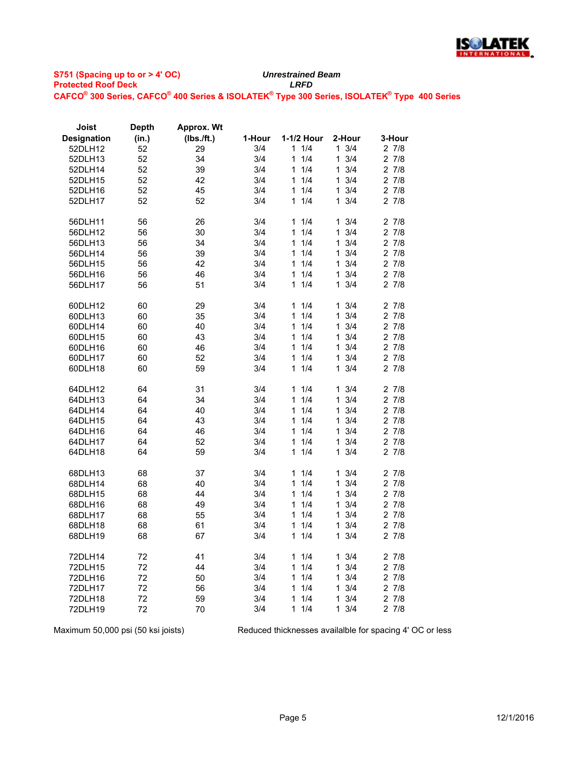**S751 (Spacing up to or > 4' OC)** *Unrestrained Beam*
**Protected Roof Deck** *LRFD*
**CAFCO® 300 Series, CAFCO® 400 Series & ISOLATEK® Type 300 Series, ISOLATEK® Type 400 Series**

| Joist Designation | Depth (in.) | Approx. Wt (lbs./ft.) | 1-Hour | 1-1/2 Hour | 2-Hour | 3-Hour |
|---|---|---|---|---|---|---|
| 52DLH12 | 52 | 29 | 3/4 | 1 1/4 | 1 3/4 | 2 7/8 |
| 52DLH13 | 52 | 34 | 3/4 | 1 1/4 | 1 3/4 | 2 7/8 |
| 52DLH14 | 52 | 39 | 3/4 | 1 1/4 | 1 3/4 | 2 7/8 |
| 52DLH15 | 52 | 42 | 3/4 | 1 1/4 | 1 3/4 | 2 7/8 |
| 52DLH16 | 52 | 45 | 3/4 | 1 1/4 | 1 3/4 | 2 7/8 |
| 52DLH17 | 52 | 52 | 3/4 | 1 1/4 | 1 3/4 | 2 7/8 |
| | | | | | | |
| 56DLH11 | 56 | 26 | 3/4 | 1 1/4 | 1 3/4 | 2 7/8 |
| 56DLH12 | 56 | 30 | 3/4 | 1 1/4 | 1 3/4 | 2 7/8 |
| 56DLH13 | 56 | 34 | 3/4 | 1 1/4 | 1 3/4 | 2 7/8 |
| 56DLH14 | 56 | 39 | 3/4 | 1 1/4 | 1 3/4 | 2 7/8 |
| 56DLH15 | 56 | 42 | 3/4 | 1 1/4 | 1 3/4 | 2 7/8 |
| 56DLH16 | 56 | 46 | 3/4 | 1 1/4 | 1 3/4 | 2 7/8 |
| 56DLH17 | 56 | 51 | 3/4 | 1 1/4 | 1 3/4 | 2 7/8 |
| | | | | | | |
| 60DLH12 | 60 | 29 | 3/4 | 1 1/4 | 1 3/4 | 2 7/8 |
| 60DLH13 | 60 | 35 | 3/4 | 1 1/4 | 1 3/4 | 2 7/8 |
| 60DLH14 | 60 | 40 | 3/4 | 1 1/4 | 1 3/4 | 2 7/8 |
| 60DLH15 | 60 | 43 | 3/4 | 1 1/4 | 1 3/4 | 2 7/8 |
| 60DLH16 | 60 | 46 | 3/4 | 1 1/4 | 1 3/4 | 2 7/8 |
| 60DLH17 | 60 | 52 | 3/4 | 1 1/4 | 1 3/4 | 2 7/8 |
| 60DLH18 | 60 | 59 | 3/4 | 1 1/4 | 1 3/4 | 2 7/8 |
| | | | | | | |
| 64DLH12 | 64 | 31 | 3/4 | 1 1/4 | 1 3/4 | 2 7/8 |
| 64DLH13 | 64 | 34 | 3/4 | 1 1/4 | 1 3/4 | 2 7/8 |
| 64DLH14 | 64 | 40 | 3/4 | 1 1/4 | 1 3/4 | 2 7/8 |
| 64DLH15 | 64 | 43 | 3/4 | 1 1/4 | 1 3/4 | 2 7/8 |
| 64DLH16 | 64 | 46 | 3/4 | 1 1/4 | 1 3/4 | 2 7/8 |
| 64DLH17 | 64 | 52 | 3/4 | 1 1/4 | 1 3/4 | 2 7/8 |
| 64DLH18 | 64 | 59 | 3/4 | 1 1/4 | 1 3/4 | 2 7/8 |
| | | | | | | |
| 68DLH13 | 68 | 37 | 3/4 | 1 1/4 | 1 3/4 | 2 7/8 |
| 68DLH14 | 68 | 40 | 3/4 | 1 1/4 | 1 3/4 | 2 7/8 |
| 68DLH15 | 68 | 44 | 3/4 | 1 1/4 | 1 3/4 | 2 7/8 |
| 68DLH16 | 68 | 49 | 3/4 | 1 1/4 | 1 3/4 | 2 7/8 |
| 68DLH17 | 68 | 55 | 3/4 | 1 1/4 | 1 3/4 | 2 7/8 |
| 68DLH18 | 68 | 61 | 3/4 | 1 1/4 | 1 3/4 | 2 7/8 |
| 68DLH19 | 68 | 67 | 3/4 | 1 1/4 | 1 3/4 | 2 7/8 |
| | | | | | | |
| 72DLH14 | 72 | 41 | 3/4 | 1 1/4 | 1 3/4 | 2 7/8 |
| 72DLH15 | 72 | 44 | 3/4 | 1 1/4 | 1 3/4 | 2 7/8 |
| 72DLH16 | 72 | 50 | 3/4 | 1 1/4 | 1 3/4 | 2 7/8 |
| 72DLH17 | 72 | 56 | 3/4 | 1 1/4 | 1 3/4 | 2 7/8 |
| 72DLH18 | 72 | 59 | 3/4 | 1 1/4 | 1 3/4 | 2 7/8 |
| 72DLH19 | 72 | 70 | 3/4 | 1 1/4 | 1 3/4 | 2 7/8 |

Maximum 50,000 psi (50 ksi joists)

Reduced thicknesses availalble for spacing 4' OC or less

12/1/2016